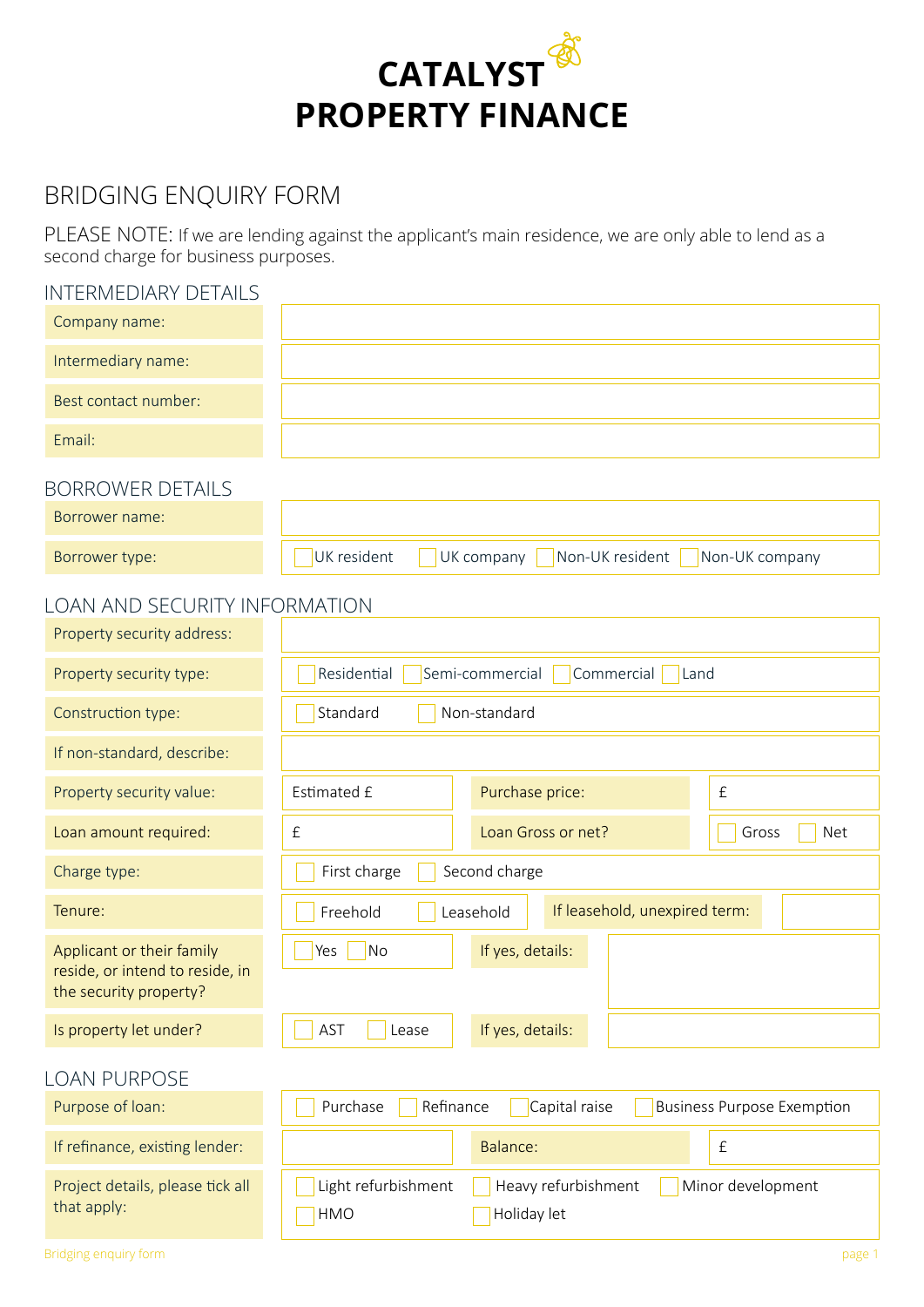# CATALYST PROPERTY FINANCE

## BRIDGING ENQUIRY FORM

PLEASE NOTE: If we are lending against the applicant's main residence, we are only able to lend as a second charge for business purposes.

### INTERMEDIARY DETAILS

| | |
|---|---|
| Company name: | |
| Intermediary name: | |
| Best contact number: | |
| Email: | |

### BORROWER DETAILS

| | |
|---|---|
| Borrower name: | |
| Borrower type: | ☐ UK resident ☐ UK company ☐ Non-UK resident ☐ Non-UK company |

### LOAN AND SECURITY INFORMATION

| | | | |
|---|---|---|---|
| Property security address: | | | |
| Property security type: | ☐ Residential ☐ Semi-commercial ☐ Commercial ☐ Land | | |
| Construction type: | ☐ Standard ☐ Non-standard | | |
| If non-standard, describe: | | | |
| Property security value: | Estimated £ | Purchase price: | £ |
| Loan amount required: | £ | Loan Gross or net? | ☐ Gross ☐ Net |
| Charge type: | ☐ First charge ☐ Second charge | | |
| Tenure: | ☐ Freehold ☐ Leasehold | If leasehold, unexpired term: | |
| Applicant or their family reside, or intend to reside, in the security property? | ☐ Yes ☐ No | If yes, details: | |
| Is property let under? | ☐ AST ☐ Lease | If yes, details: | |

### LOAN PURPOSE

| | | | |
|---|---|---|---|
| Purpose of loan: | ☐ Purchase ☐ Refinance ☐ Capital raise ☐ Business Purpose Exemption | | |
| If refinance, existing lender: | | Balance: | £ |
| Project details, please tick all that apply: | ☐ Light refurbishment ☐ Heavy refurbishment ☐ Minor development ☐ HMO ☐ Holiday let | | |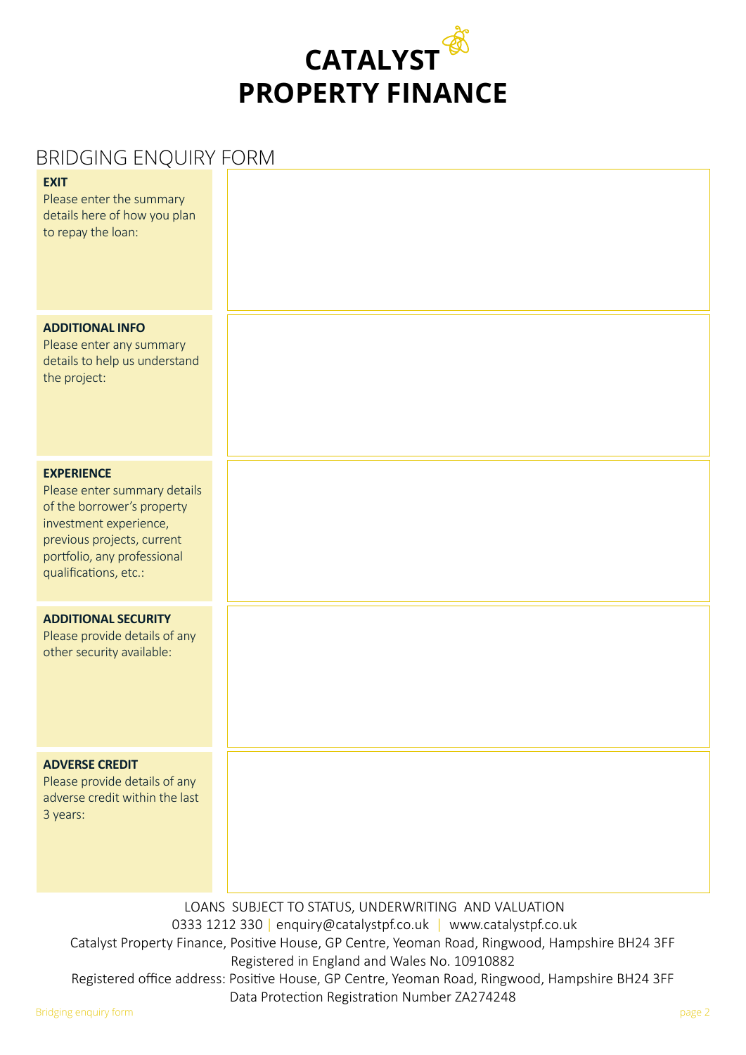# CATALYST PROPERTY FINANCE

## BRIDGING ENQUIRY FORM

| | |
|---|---|
| **EXIT**<br>Please enter the summary details here of how you plan to repay the loan: | |
| **ADDITIONAL INFO**<br>Please enter any summary details to help us understand the project: | |
| **EXPERIENCE**<br>Please enter summary details of the borrower's property investment experience, previous projects, current portfolio, any professional qualifications, etc.: | |
| **ADDITIONAL SECURITY**<br>Please provide details of any other security available: | |
| **ADVERSE CREDIT**<br>Please provide details of any adverse credit within the last 3 years: | |

LOANS SUBJECT TO STATUS, UNDERWRITING AND VALUATION

0333 1212 330 | enquiry@catalystpf.co.uk | www.catalystpf.co.uk

Catalyst Property Finance, Positive House, GP Centre, Yeoman Road, Ringwood, Hampshire BH24 3FF

Registered in England and Wales No. 10910882

Registered office address: Positive House, GP Centre, Yeoman Road, Ringwood, Hampshire BH24 3FF

Data Protection Registration Number ZA274248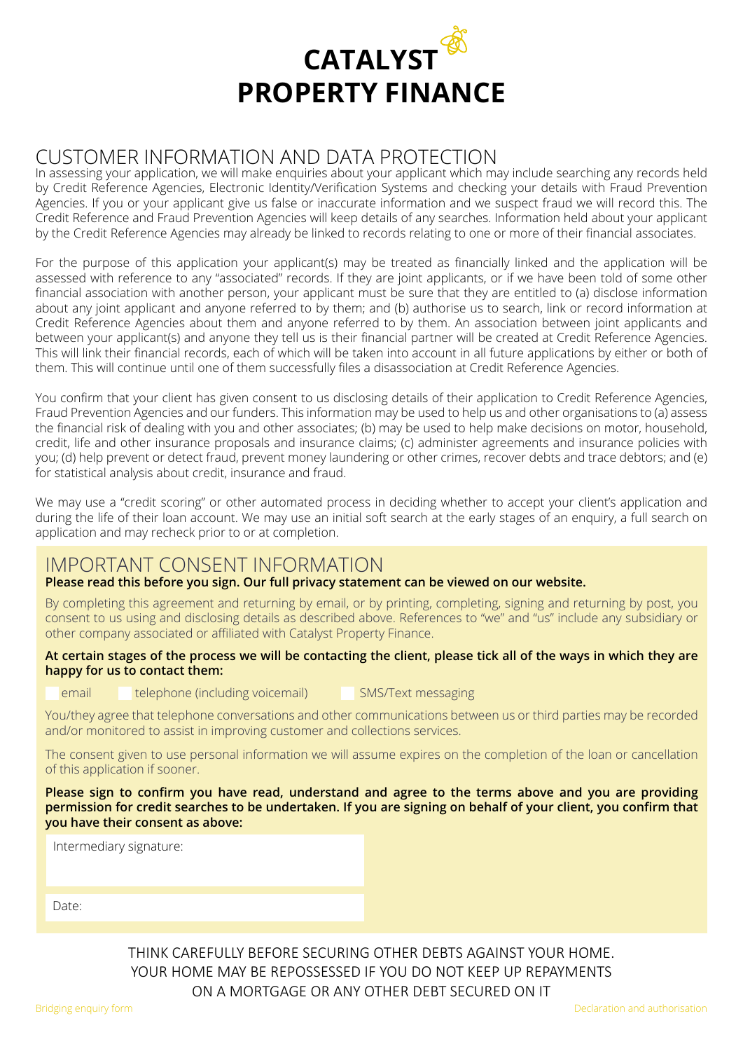# CATALYST PROPERTY FINANCE

## CUSTOMER INFORMATION AND DATA PROTECTION

In assessing your application, we will make enquiries about your applicant which may include searching any records held by Credit Reference Agencies, Electronic Identity/Verification Systems and checking your details with Fraud Prevention Agencies. If you or your applicant give us false or inaccurate information and we suspect fraud we will record this. The Credit Reference and Fraud Prevention Agencies will keep details of any searches. Information held about your applicant by the Credit Reference Agencies may already be linked to records relating to one or more of their financial associates.

For the purpose of this application your applicant(s) may be treated as financially linked and the application will be assessed with reference to any "associated" records. If they are joint applicants, or if we have been told of some other financial association with another person, your applicant must be sure that they are entitled to (a) disclose information about any joint applicant and anyone referred to by them; and (b) authorise us to search, link or record information at Credit Reference Agencies about them and anyone referred to by them. An association between joint applicants and between your applicant(s) and anyone they tell us is their financial partner will be created at Credit Reference Agencies. This will link their financial records, each of which will be taken into account in all future applications by either or both of them. This will continue until one of them successfully files a disassociation at Credit Reference Agencies.

You confirm that your client has given consent to us disclosing details of their application to Credit Reference Agencies, Fraud Prevention Agencies and our funders. This information may be used to help us and other organisations to (a) assess the financial risk of dealing with you and other associates; (b) may be used to help make decisions on motor, household, credit, life and other insurance proposals and insurance claims; (c) administer agreements and insurance policies with you; (d) help prevent or detect fraud, prevent money laundering or other crimes, recover debts and trace debtors; and (e) for statistical analysis about credit, insurance and fraud.

We may use a "credit scoring" or other automated process in deciding whether to accept your client's application and during the life of their loan account. We may use an initial soft search at the early stages of an enquiry, a full search on application and may recheck prior to or at completion.

## IMPORTANT CONSENT INFORMATION

**Please read this before you sign. Our full privacy statement can be viewed on our website.**

By completing this agreement and returning by email, or by printing, completing, signing and returning by post, you consent to us using and disclosing details as described above. References to "we" and "us" include any subsidiary or other company associated or affiliated with Catalyst Property Finance.

**At certain stages of the process we will be contacting the client, please tick all of the ways in which they are happy for us to contact them:**

☐ email ☐ telephone (including voicemail) ☐ SMS/Text messaging

You/they agree that telephone conversations and other communications between us or third parties may be recorded and/or monitored to assist in improving customer and collections services.

The consent given to use personal information we will assume expires on the completion of the loan or cancellation of this application if sooner.

**Please sign to confirm you have read, understand and agree to the terms above and you are providing permission for credit searches to be undertaken. If you are signing on behalf of your client, you confirm that you have their consent as above:**

Intermediary signature:

Date:

THINK CAREFULLY BEFORE SECURING OTHER DEBTS AGAINST YOUR HOME.
YOUR HOME MAY BE REPOSSESSED IF YOU DO NOT KEEP UP REPAYMENTS
ON A MORTGAGE OR ANY OTHER DEBT SECURED ON IT